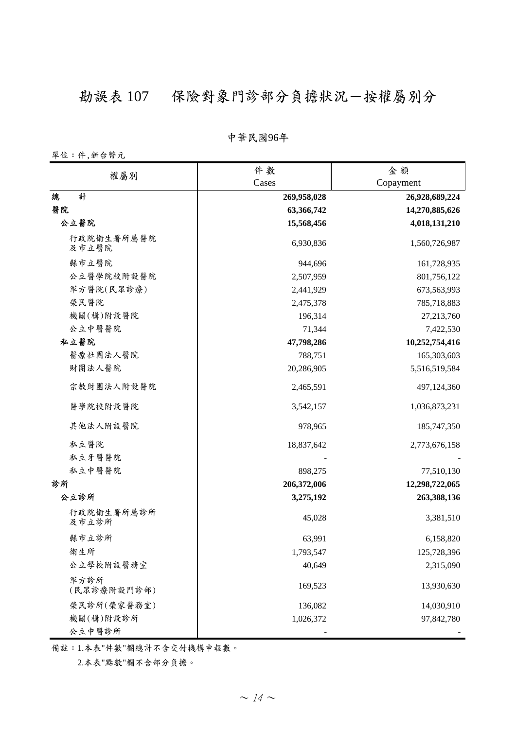# 勘誤表 107　保險對象門診部分負擔狀況－按權屬別分

中華民國96年

單位：件,新台幣元

| 權屬別 | 件 數<br>Cases | 金 額<br>Copayment |
|---|---:|---:|
| **總　計** | **269,958,028** | **26,928,689,224** |
| **醫院** | **63,366,742** | **14,270,885,626** |
| **公立醫院** | **15,568,456** | **4,018,131,210** |
| 行政院衛生署所屬醫院及市立醫院 | 6,930,836 | 1,560,726,987 |
| 縣市立醫院 | 944,696 | 161,728,935 |
| 公立醫學院校附設醫院 | 2,507,959 | 801,756,122 |
| 軍方醫院(民眾診療) | 2,441,929 | 673,563,993 |
| 榮民醫院 | 2,475,378 | 785,718,883 |
| 機關(構)附設醫院 | 196,314 | 27,213,760 |
| 公立中醫醫院 | 71,344 | 7,422,530 |
| **私立醫院** | **47,798,286** | **10,252,754,416** |
| 醫療社團法人醫院 | 788,751 | 165,303,603 |
| 財團法人醫院 | 20,286,905 | 5,516,519,584 |
| 宗教財團法人附設醫院 | 2,465,591 | 497,124,360 |
| 醫學院校附設醫院 | 3,542,157 | 1,036,873,231 |
| 其他法人附設醫院 | 978,965 | 185,747,350 |
| 私立醫院 | 18,837,642 | 2,773,676,158 |
| 私立牙醫醫院 | - | - |
| 私立中醫醫院 | 898,275 | 77,510,130 |
| **診所** | **206,372,006** | **12,298,722,065** |
| **公立診所** | **3,275,192** | **263,388,136** |
| 行政院衛生署所屬診所及市立診所 | 45,028 | 3,381,510 |
| 縣市立診所 | 63,991 | 6,158,820 |
| 衛生所 | 1,793,547 | 125,728,396 |
| 公立學校附設醫務室 | 40,649 | 2,315,090 |
| 軍方診所(民眾診療附設門診部) | 169,523 | 13,930,630 |
| 榮民診所(榮家醫務室) | 136,082 | 14,030,910 |
| 機關(構)附設診所 | 1,026,372 | 97,842,780 |
| 公立中醫診所 | - | - |

備註：1.本表"件數"欄總計不含交付機構申報數。

2.本表"點數"欄不含部分負擔。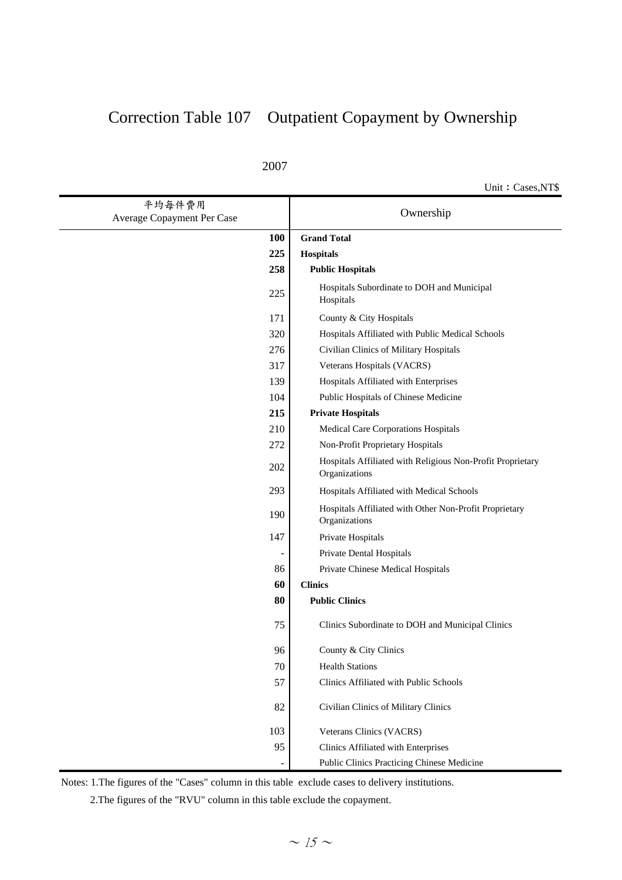# Correction Table 107　Outpatient Copayment by Ownership

2007

Unit：Cases,NT$

| 平均每件費用<br>Average Copayment Per Case | Ownership |
|---:|---|
| **100** | **Grand Total** |
| **225** | **Hospitals** |
| **258** | **Public Hospitals** |
| 225 | Hospitals Subordinate to DOH and Municipal Hospitals |
| 171 | County & City Hospitals |
| 320 | Hospitals Affiliated with Public Medical Schools |
| 276 | Civilian Clinics of Military Hospitals |
| 317 | Veterans Hospitals (VACRS) |
| 139 | Hospitals Affiliated with Enterprises |
| 104 | Public Hospitals of Chinese Medicine |
| **215** | **Private Hospitals** |
| 210 | Medical Care Corporations Hospitals |
| 272 | Non-Profit Proprietary Hospitals |
| 202 | Hospitals Affiliated with Religious Non-Profit Proprietary Organizations |
| 293 | Hospitals Affiliated with Medical Schools |
| 190 | Hospitals Affiliated with Other Non-Profit Proprietary Organizations |
| 147 | Private Hospitals |
| - | Private Dental Hospitals |
| 86 | Private Chinese Medical Hospitals |
| **60** | **Clinics** |
| **80** | **Public Clinics** |
| 75 | Clinics Subordinate to DOH and Municipal Clinics |
| 96 | County & City Clinics |
| 70 | Health Stations |
| 57 | Clinics Affiliated with Public Schools |
| 82 | Civilian Clinics of Military Clinics |
| 103 | Veterans Clinics (VACRS) |
| 95 | Clinics Affiliated with Enterprises |
| - | Public Clinics Practicing Chinese Medicine |

Notes: 1.The figures of the "Cases" column in this table exclude cases to delivery institutions.

2.The figures of the "RVU" column in this table exclude the copayment.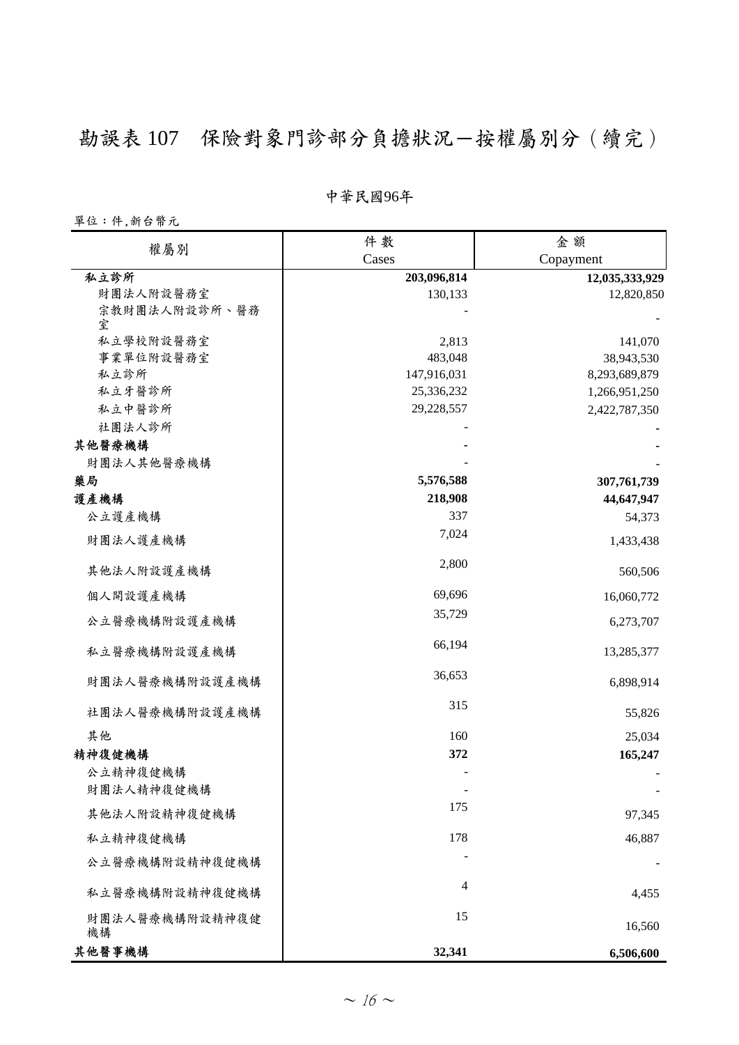# 勘誤表 107　保險對象門診部分負擔狀況－按權屬別分（續完）

中華民國96年

單位：件,新台幣元

| 權屬別 | 件數 Cases | 金額 Copayment |
|---|---|---|
| **私立診所** | **203,096,814** | **12,035,333,929** |
| 財團法人附設醫務室 | 130,133 | 12,820,850 |
| 宗教財團法人附設診所、醫務室 | - | - |
| 私立學校附設醫務室 | 2,813 | 141,070 |
| 事業單位附設醫務室 | 483,048 | 38,943,530 |
| 私立診所 | 147,916,031 | 8,293,689,879 |
| 私立牙醫診所 | 25,336,232 | 1,266,951,250 |
| 私立中醫診所 | 29,228,557 | 2,422,787,350 |
| 社團法人診所 | - | - |
| **其他醫療機構** | - | - |
| 財團法人其他醫療機構 | - | - |
| **藥局** | **5,576,588** | **307,761,739** |
| **護產機構** | **218,908** | **44,647,947** |
| 公立護產機構 | 337 | 54,373 |
| 財團法人護產機構 | 7,024 | 1,433,438 |
| 其他法人附設護產機構 | 2,800 | 560,506 |
| 個人開設護產機構 | 69,696 | 16,060,772 |
| 公立醫療機構附設護產機構 | 35,729 | 6,273,707 |
| 私立醫療機構附設護產機構 | 66,194 | 13,285,377 |
| 財團法人醫療機構附設護產機構 | 36,653 | 6,898,914 |
| 社團法人醫療機構附設護產機構 | 315 | 55,826 |
| 其他 | 160 | 25,034 |
| **精神復健機構** | **372** | **165,247** |
| 公立精神復健機構 | - | - |
| 財團法人精神復健機構 | - | - |
| 其他法人附設精神復健機構 | 175 | 97,345 |
| 私立精神復健機構 | 178 | 46,887 |
| 公立醫療機構附設精神復健機構 | - | - |
| 私立醫療機構附設精神復健機構 | 4 | 4,455 |
| 財團法人醫療機構附設精神復健機構 | 15 | 16,560 |
| **其他醫事機構** | **32,341** | **6,506,600** |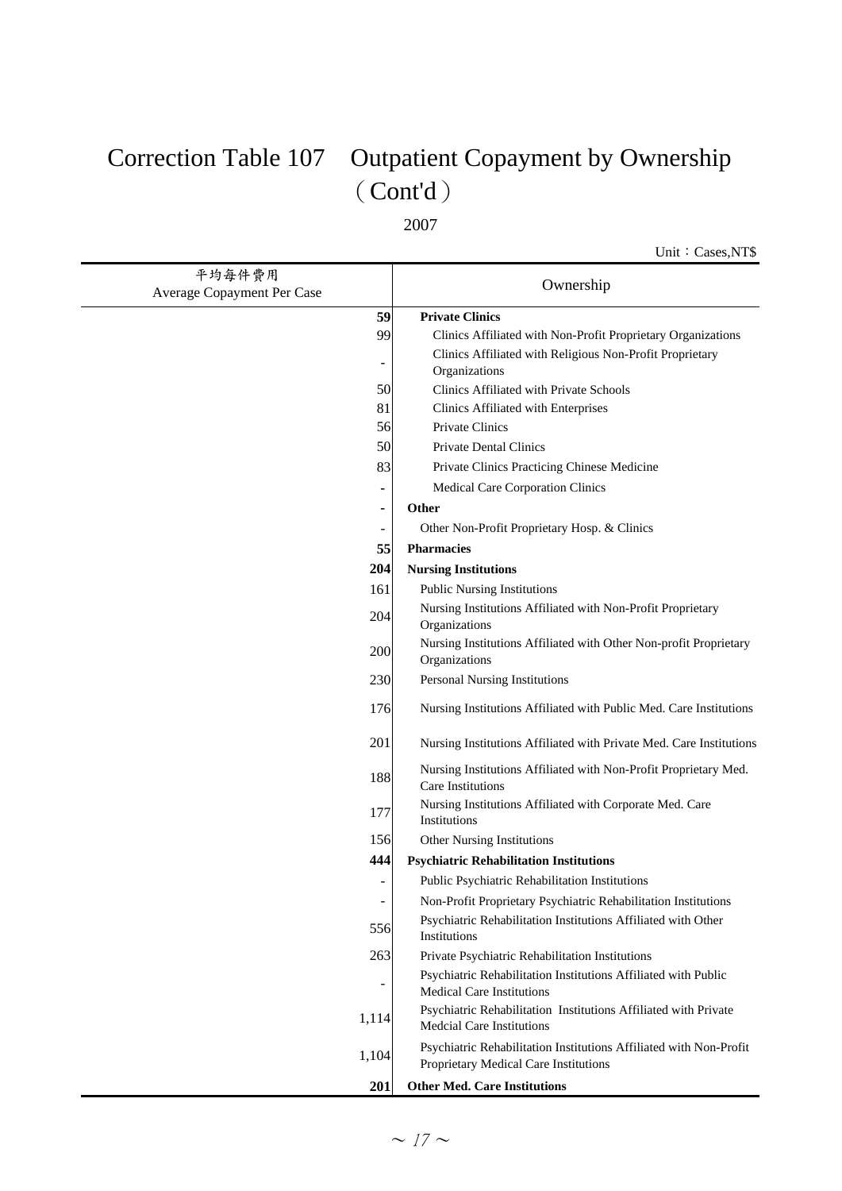# Correction Table 107 Outpatient Copayment by Ownership（Cont'd）

2007

Unit：Cases,NT$

| 平均每件費用 Average Copayment Per Case | Ownership |
|---|---|
| **59** | **Private Clinics** |
| 99 | Clinics Affiliated with Non-Profit Proprietary Organizations |
| - | Clinics Affiliated with Religious Non-Profit Proprietary Organizations |
| 50 | Clinics Affiliated with Private Schools |
| 81 | Clinics Affiliated with Enterprises |
| 56 | Private Clinics |
| 50 | Private Dental Clinics |
| 83 | Private Clinics Practicing Chinese Medicine |
| - | Medical Care Corporation Clinics |
| - | **Other** |
| - | Other Non-Profit Proprietary Hosp. & Clinics |
| **55** | **Pharmacies** |
| **204** | **Nursing Institutions** |
| 161 | Public Nursing Institutions |
| 204 | Nursing Institutions Affiliated with Non-Profit Proprietary Organizations |
| 200 | Nursing Institutions Affiliated with Other Non-profit Proprietary Organizations |
| 230 | Personal Nursing Institutions |
| 176 | Nursing Institutions Affiliated with Public Med. Care Institutions |
| 201 | Nursing Institutions Affiliated with Private Med. Care Institutions |
| 188 | Nursing Institutions Affiliated with Non-Profit Proprietary Med. Care Institutions |
| 177 | Nursing Institutions Affiliated with Corporate Med. Care Institutions |
| 156 | Other Nursing Institutions |
| **444** | **Psychiatric Rehabilitation Institutions** |
| - | Public Psychiatric Rehabilitation Institutions |
| - | Non-Profit Proprietary Psychiatric Rehabilitation Institutions |
| 556 | Psychiatric Rehabilitation Institutions Affiliated with Other Institutions |
| 263 | Private Psychiatric Rehabilitation Institutions |
| - | Psychiatric Rehabilitation Institutions Affiliated with Public Medical Care Institutions |
| 1,114 | Psychiatric Rehabilitation Institutions Affiliated with Private Medcial Care Institutions |
| 1,104 | Psychiatric Rehabilitation Institutions Affiliated with Non-Profit Proprietary Medical Care Institutions |
| **201** | **Other Med. Care Institutions** |